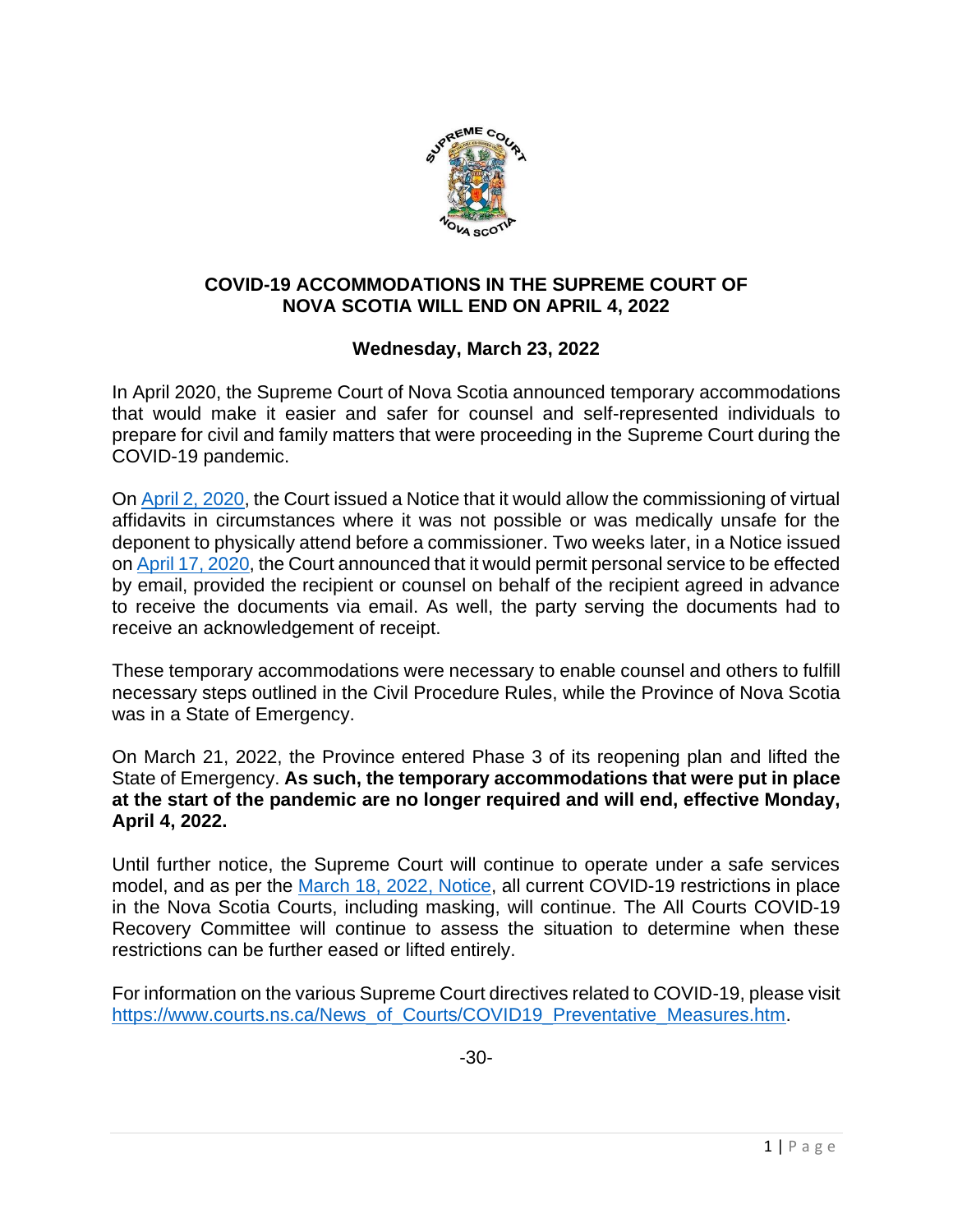# COVID-19 ACCOMMODATIONS IN THE SUPREME COURT OF NOVA SCOTIA WILL END ON APRIL 4, 2022

**Wednesday, March 23, 2022**

In April 2020, the Supreme Court of Nova Scotia announced temporary accommodations that would make it easier and safer for counsel and self-represented individuals to prepare for civil and family matters that were proceeding in the Supreme Court during the COVID-19 pandemic.

On April 2, 2020, the Court issued a Notice that it would allow the commissioning of virtual affidavits in circumstances where it was not possible or was medically unsafe for the deponent to physically attend before a commissioner. Two weeks later, in a Notice issued on April 17, 2020, the Court announced that it would permit personal service to be effected by email, provided the recipient or counsel on behalf of the recipient agreed in advance to receive the documents via email. As well, the party serving the documents had to receive an acknowledgement of receipt.

These temporary accommodations were necessary to enable counsel and others to fulfill necessary steps outlined in the Civil Procedure Rules, while the Province of Nova Scotia was in a State of Emergency.

On March 21, 2022, the Province entered Phase 3 of its reopening plan and lifted the State of Emergency. **As such, the temporary accommodations that were put in place at the start of the pandemic are no longer required and will end, effective Monday, April 4, 2022.**

Until further notice, the Supreme Court will continue to operate under a safe services model, and as per the March 18, 2022, Notice, all current COVID-19 restrictions in place in the Nova Scotia Courts, including masking, will continue. The All Courts COVID-19 Recovery Committee will continue to assess the situation to determine when these restrictions can be further eased or lifted entirely.

For information on the various Supreme Court directives related to COVID-19, please visit https://www.courts.ns.ca/News_of_Courts/COVID19_Preventative_Measures.htm.

-30-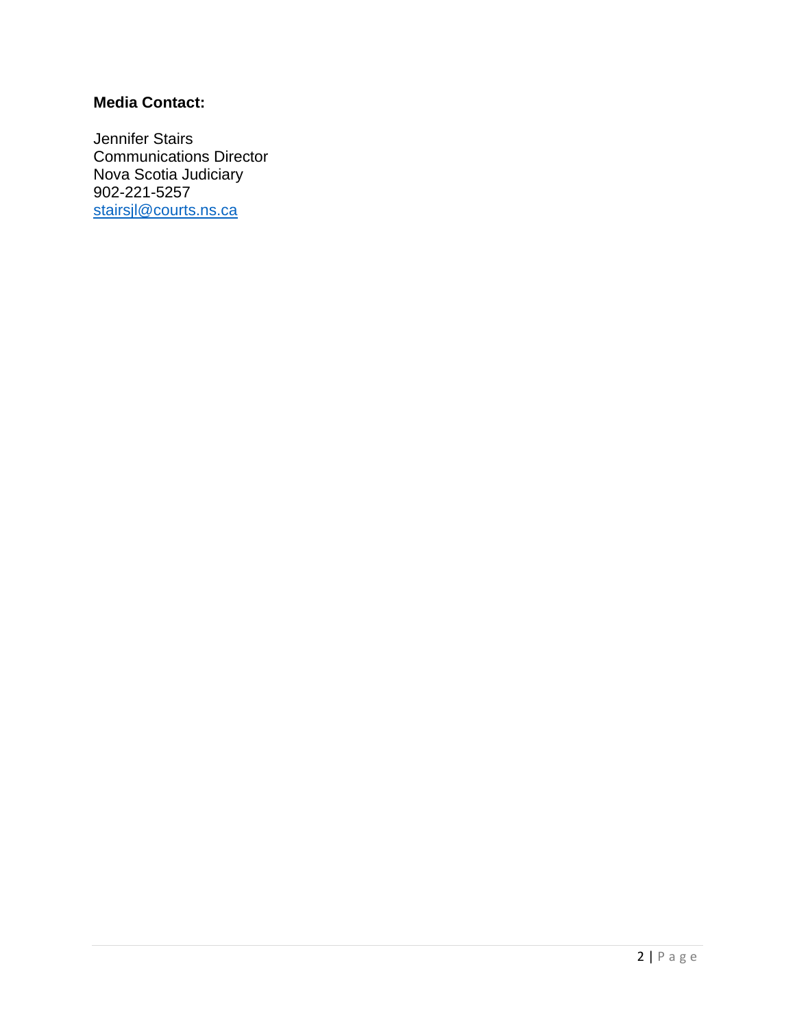**Media Contact:**

Jennifer Stairs
Communications Director
Nova Scotia Judiciary
902-221-5257
stairsjl@courts.ns.ca